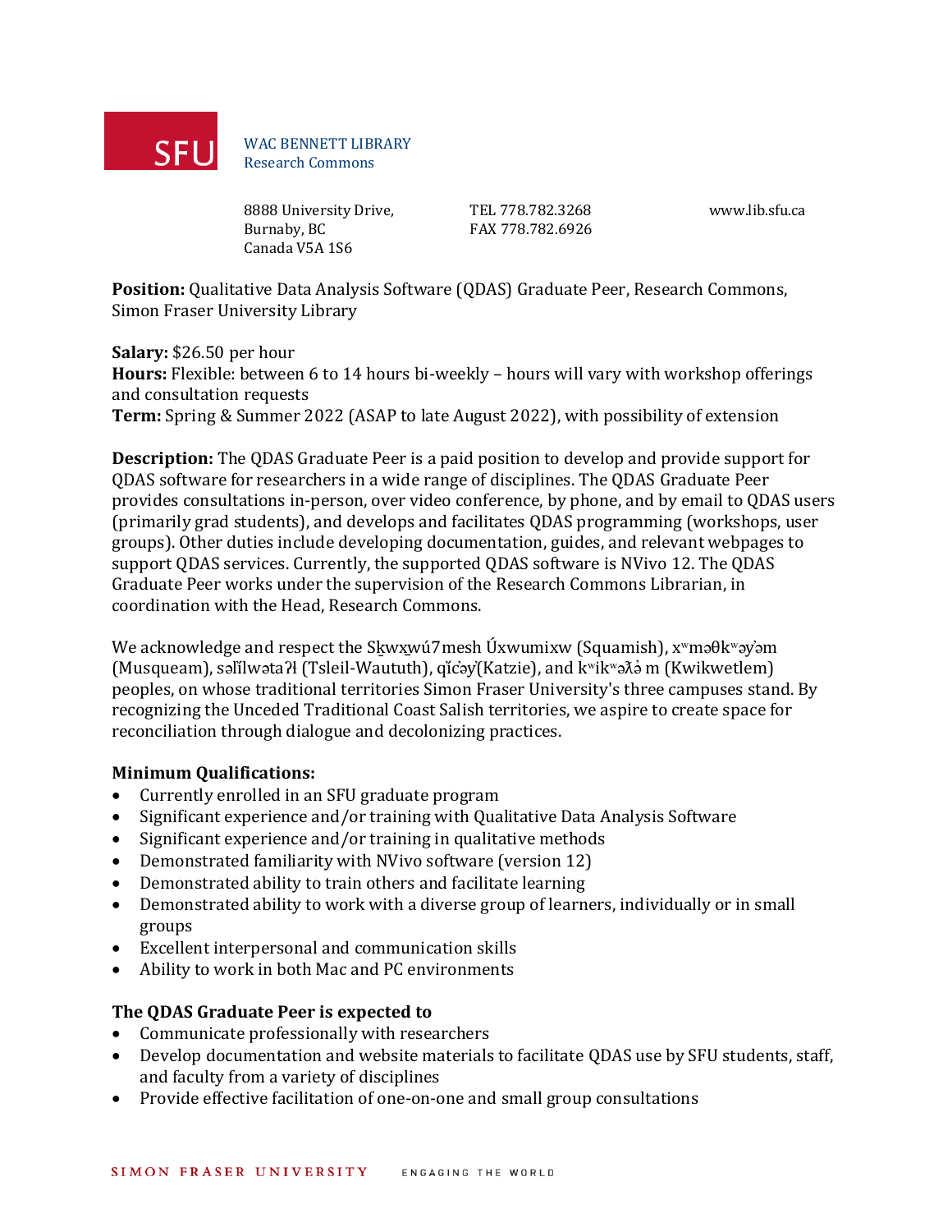SFU

WAC BENNETT LIBRARY
Research Commons

8888 University Drive,
Burnaby, BC
Canada V5A 1S6

TEL 778.782.3268
FAX 778.782.6926

www.lib.sfu.ca

**Position:** Qualitative Data Analysis Software (QDAS) Graduate Peer, Research Commons, Simon Fraser University Library

**Salary:** $26.50 per hour
**Hours:** Flexible: between 6 to 14 hours bi-weekly – hours will vary with workshop offerings and consultation requests
**Term:** Spring & Summer 2022 (ASAP to late August 2022), with possibility of extension

**Description:** The QDAS Graduate Peer is a paid position to develop and provide support for QDAS software for researchers in a wide range of disciplines. The QDAS Graduate Peer provides consultations in-person, over video conference, by phone, and by email to QDAS users (primarily grad students), and develops and facilitates QDAS programming (workshops, user groups). Other duties include developing documentation, guides, and relevant webpages to support QDAS services. Currently, the supported QDAS software is NVivo 12. The QDAS Graduate Peer works under the supervision of the Research Commons Librarian, in coordination with the Head, Research Commons.

We acknowledge and respect the Sḵwx̱wú7mesh Úxwumixw (Squamish), xʷməθkʷəy̓əm (Musqueam), səl̓ílwətaʔɬ (Tsleil-Waututh), q̓íc̓əy̓ (Katzie), and kʷikʷəƛ̓əm (Kwikwetlem) peoples, on whose traditional territories Simon Fraser University's three campuses stand. By recognizing the Unceded Traditional Coast Salish territories, we aspire to create space for reconciliation through dialogue and decolonizing practices.

**Minimum Qualifications:**

- Currently enrolled in an SFU graduate program
- Significant experience and/or training with Qualitative Data Analysis Software
- Significant experience and/or training in qualitative methods
- Demonstrated familiarity with NVivo software (version 12)
- Demonstrated ability to train others and facilitate learning
- Demonstrated ability to work with a diverse group of learners, individually or in small groups
- Excellent interpersonal and communication skills
- Ability to work in both Mac and PC environments

**The QDAS Graduate Peer is expected to**

- Communicate professionally with researchers
- Develop documentation and website materials to facilitate QDAS use by SFU students, staff, and faculty from a variety of disciplines
- Provide effective facilitation of one-on-one and small group consultations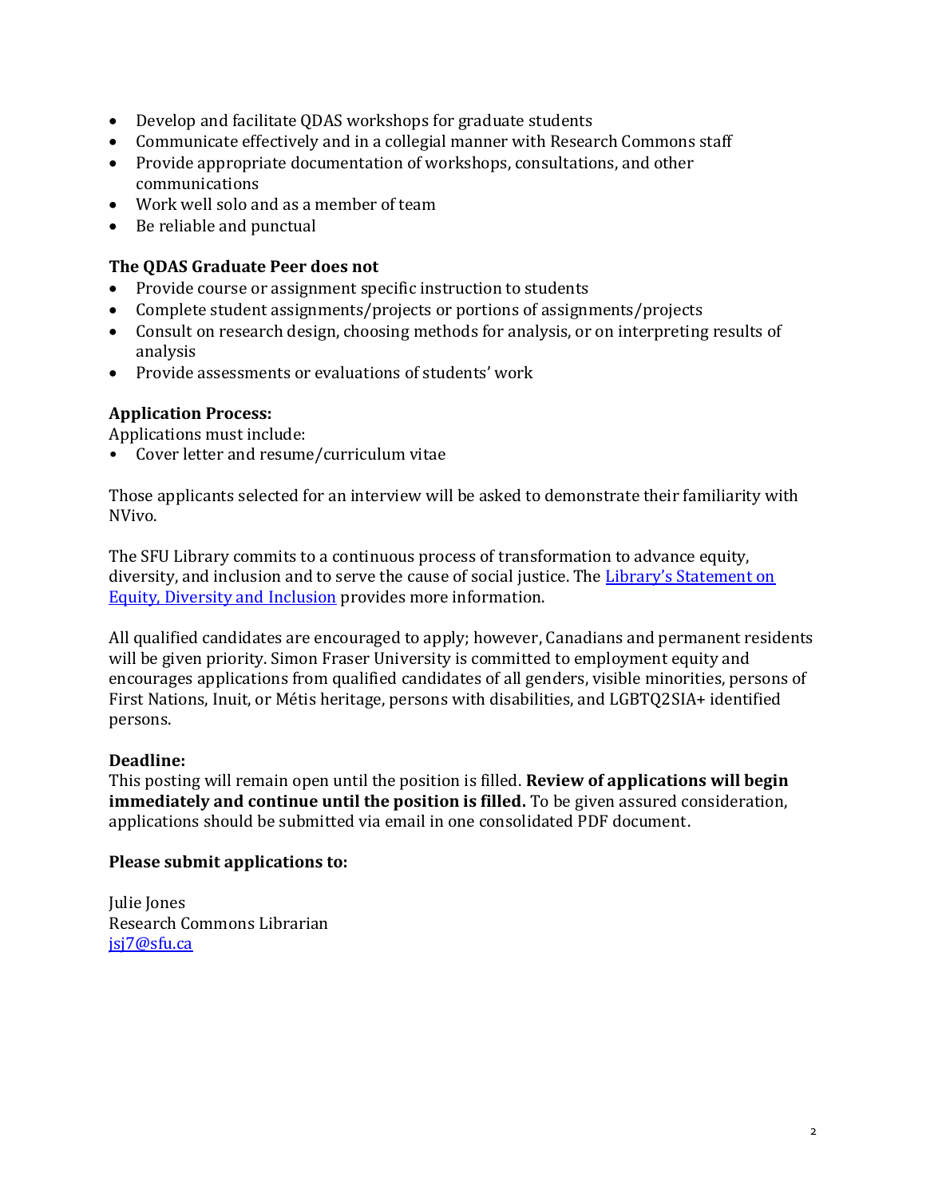- Develop and facilitate QDAS workshops for graduate students
- Communicate effectively and in a collegial manner with Research Commons staff
- Provide appropriate documentation of workshops, consultations, and other communications
- Work well solo and as a member of team
- Be reliable and punctual

**The QDAS Graduate Peer does not**

- Provide course or assignment specific instruction to students
- Complete student assignments/projects or portions of assignments/projects
- Consult on research design, choosing methods for analysis, or on interpreting results of analysis
- Provide assessments or evaluations of students' work

**Application Process:**

Applications must include:

- Cover letter and resume/curriculum vitae

Those applicants selected for an interview will be asked to demonstrate their familiarity with NVivo.

The SFU Library commits to a continuous process of transformation to advance equity, diversity, and inclusion and to serve the cause of social justice. The [Library's Statement on Equity, Diversity and Inclusion]() provides more information.

All qualified candidates are encouraged to apply; however, Canadians and permanent residents will be given priority. Simon Fraser University is committed to employment equity and encourages applications from qualified candidates of all genders, visible minorities, persons of First Nations, Inuit, or Métis heritage, persons with disabilities, and LGBTQ2SIA+ identified persons.

**Deadline:**

This posting will remain open until the position is filled. **Review of applications will begin immediately and continue until the position is filled.** To be given assured consideration, applications should be submitted via email in one consolidated PDF document.

**Please submit applications to:**

Julie Jones
Research Commons Librarian
jsj7@sfu.ca